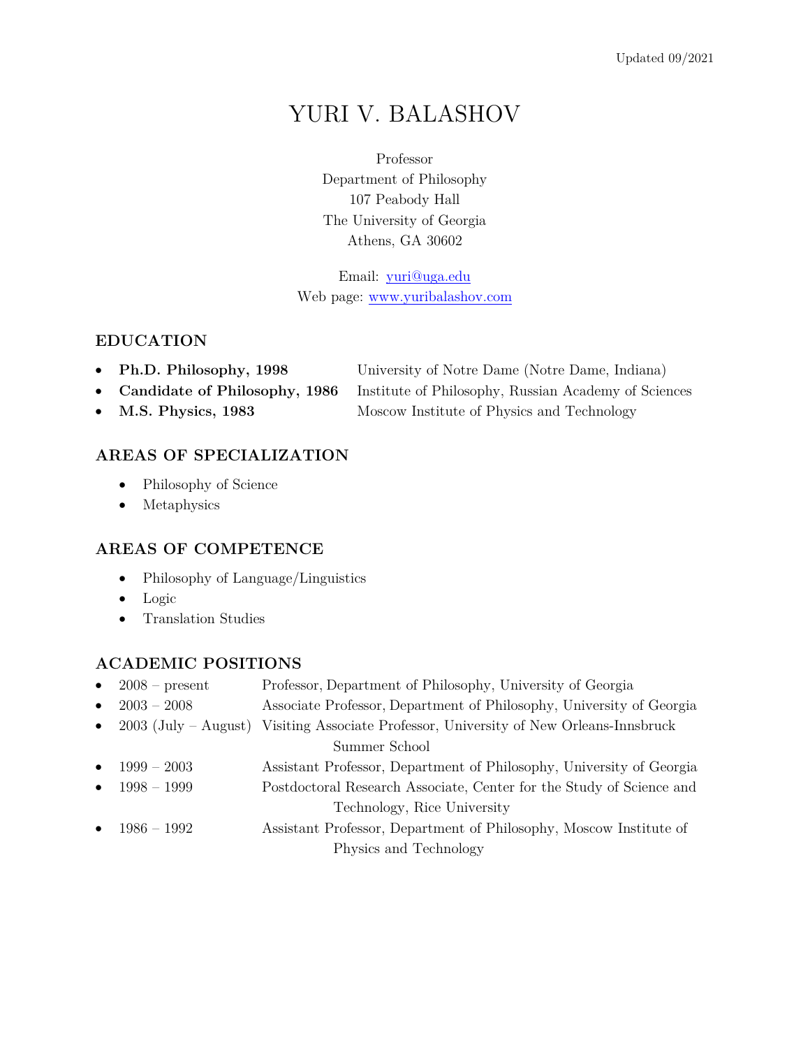Updated 09/2021

# YURI V. BALASHOV

Professor
Department of Philosophy
107 Peabody Hall
The University of Georgia
Athens, GA 30602

Email: yuri@uga.edu
Web page: www.yuribalashov.com

## EDUCATION

- **Ph.D. Philosophy, 1998** University of Notre Dame (Notre Dame, Indiana)
- **Candidate of Philosophy, 1986** Institute of Philosophy, Russian Academy of Sciences
- **M.S. Physics, 1983** Moscow Institute of Physics and Technology

## AREAS OF SPECIALIZATION

- Philosophy of Science
- Metaphysics

## AREAS OF COMPETENCE

- Philosophy of Language/Linguistics
- Logic
- Translation Studies

## ACADEMIC POSITIONS

- 2008 – present Professor, Department of Philosophy, University of Georgia
- 2003 – 2008 Associate Professor, Department of Philosophy, University of Georgia
- 2003 (July – August) Visiting Associate Professor, University of New Orleans-Innsbruck Summer School
- 1999 – 2003 Assistant Professor, Department of Philosophy, University of Georgia
- 1998 – 1999 Postdoctoral Research Associate, Center for the Study of Science and Technology, Rice University
- 1986 – 1992 Assistant Professor, Department of Philosophy, Moscow Institute of Physics and Technology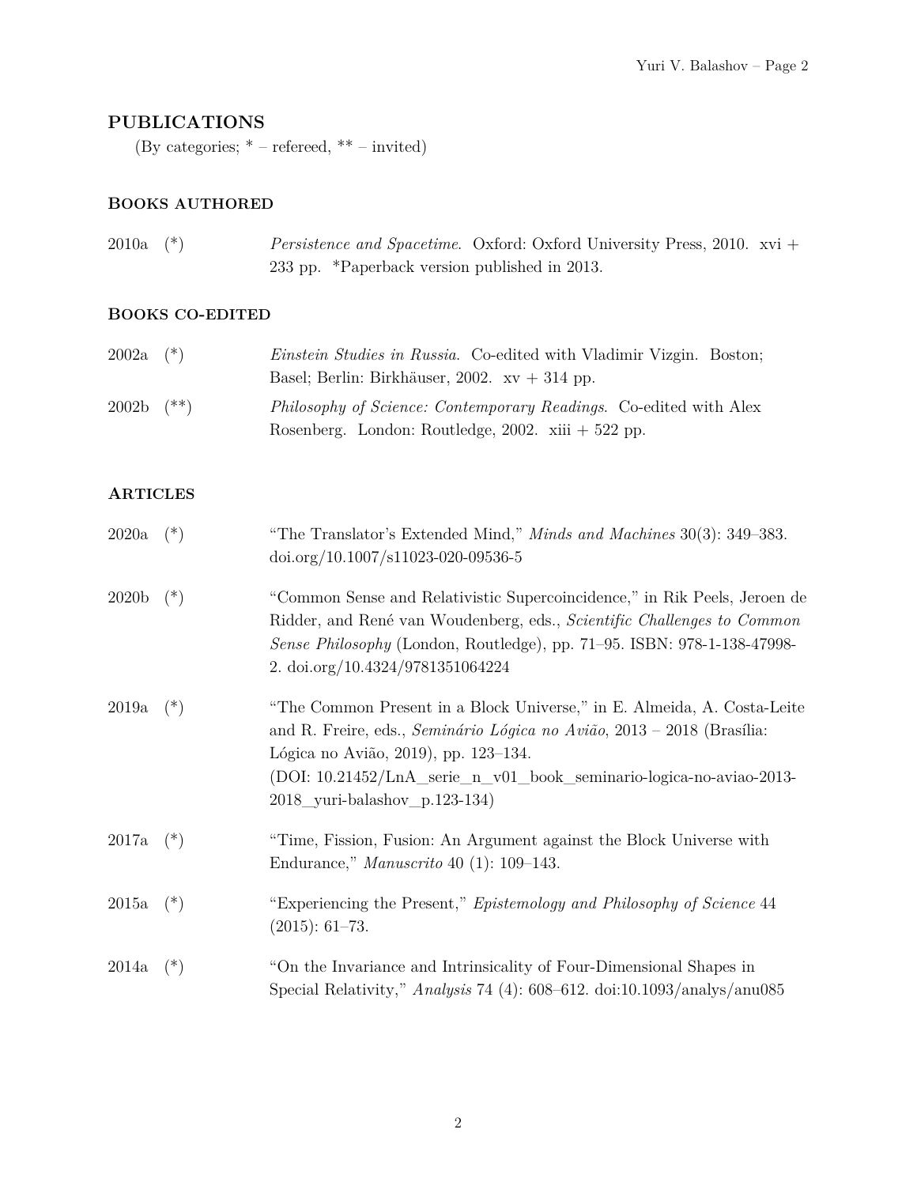## PUBLICATIONS

(By categories; * – refereed, ** – invited)

### BOOKS AUTHORED

2010a (*) *Persistence and Spacetime*. Oxford: Oxford University Press, 2010. xvi + 233 pp. *Paperback version published in 2013.

### BOOKS CO-EDITED

2002a (*) *Einstein Studies in Russia*. Co-edited with Vladimir Vizgin. Boston; Basel; Berlin: Birkhäuser, 2002. xv + 314 pp.

2002b (**) *Philosophy of Science: Contemporary Readings*. Co-edited with Alex Rosenberg. London: Routledge, 2002. xiii + 522 pp.

### ARTICLES

2020a (*) "The Translator's Extended Mind," *Minds and Machines* 30(3): 349–383. doi.org/10.1007/s11023-020-09536-5

2020b (*) "Common Sense and Relativistic Supercoincidence," in Rik Peels, Jeroen de Ridder, and René van Woudenberg, eds., *Scientific Challenges to Common Sense Philosophy* (London, Routledge), pp. 71–95. ISBN: 978-1-138-47998-2. doi.org/10.4324/9781351064224

2019a (*) "The Common Present in a Block Universe," in E. Almeida, A. Costa-Leite and R. Freire, eds., *Seminário Lógica no Avião*, 2013 – 2018 (Brasília: Lógica no Avião, 2019), pp. 123–134. (DOI: 10.21452/LnA_serie_n_v01_book_seminario-logica-no-aviao-2013-2018_yuri-balashov_p.123-134)

2017a (*) "Time, Fission, Fusion: An Argument against the Block Universe with Endurance," *Manuscrito* 40 (1): 109–143.

2015a (*) "Experiencing the Present," *Epistemology and Philosophy of Science* 44 (2015): 61–73.

2014a (*) "On the Invariance and Intrinsicality of Four-Dimensional Shapes in Special Relativity," *Analysis* 74 (4): 608–612. doi:10.1093/analys/anu085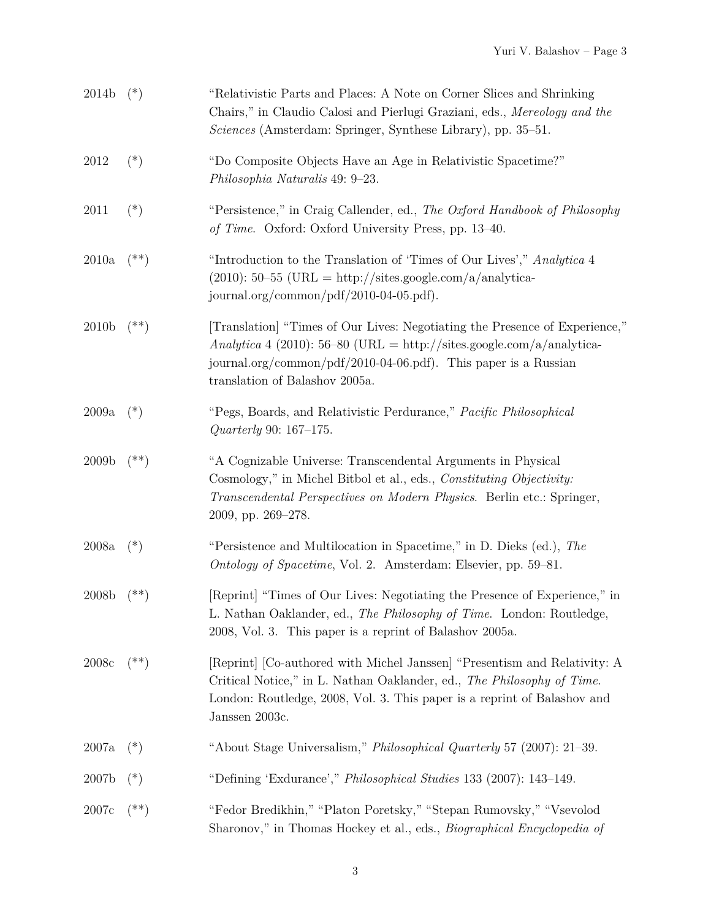2014b (*) "Relativistic Parts and Places: A Note on Corner Slices and Shrinking Chairs," in Claudio Calosi and Pierlugi Graziani, eds., *Mereology and the Sciences* (Amsterdam: Springer, Synthese Library), pp. 35–51.

2012 (*) "Do Composite Objects Have an Age in Relativistic Spacetime?" *Philosophia Naturalis* 49: 9–23.

2011 (*) "Persistence," in Craig Callender, ed., *The Oxford Handbook of Philosophy of Time*. Oxford: Oxford University Press, pp. 13–40.

2010a (**) "Introduction to the Translation of 'Times of Our Lives'," *Analytica* 4 (2010): 50–55 (URL = http://sites.google.com/a/analytica-journal.org/common/pdf/2010-04-05.pdf).

2010b (**) [Translation] "Times of Our Lives: Negotiating the Presence of Experience," *Analytica* 4 (2010): 56–80 (URL = http://sites.google.com/a/analytica-journal.org/common/pdf/2010-04-06.pdf). This paper is a Russian translation of Balashov 2005a.

2009a (*) "Pegs, Boards, and Relativistic Perdurance," *Pacific Philosophical Quarterly* 90: 167–175.

2009b (**) "A Cognizable Universe: Transcendental Arguments in Physical Cosmology," in Michel Bitbol et al., eds., *Constituting Objectivity: Transcendental Perspectives on Modern Physics*. Berlin etc.: Springer, 2009, pp. 269–278.

2008a (*) "Persistence and Multilocation in Spacetime," in D. Dieks (ed.), *The Ontology of Spacetime*, Vol. 2. Amsterdam: Elsevier, pp. 59–81.

2008b (**) [Reprint] "Times of Our Lives: Negotiating the Presence of Experience," in L. Nathan Oaklander, ed., *The Philosophy of Time*. London: Routledge, 2008, Vol. 3. This paper is a reprint of Balashov 2005a.

2008c (**) [Reprint] [Co-authored with Michel Janssen] "Presentism and Relativity: A Critical Notice," in L. Nathan Oaklander, ed., *The Philosophy of Time*. London: Routledge, 2008, Vol. 3. This paper is a reprint of Balashov and Janssen 2003c.

2007a (*) "About Stage Universalism," *Philosophical Quarterly* 57 (2007): 21–39.

2007b (*) "Defining 'Exdurance'," *Philosophical Studies* 133 (2007): 143–149.

2007c (**) "Fedor Bredikhin," "Platon Poretsky," "Stepan Rumovsky," "Vsevolod Sharonov," in Thomas Hockey et al., eds., *Biographical Encyclopedia of*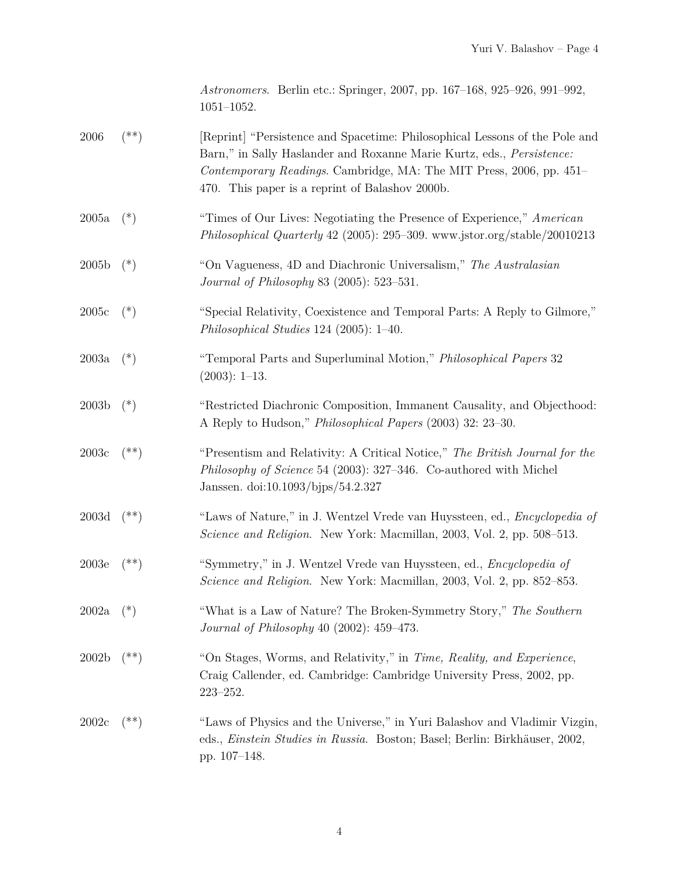*Astronomers*. Berlin etc.: Springer, 2007, pp. 167–168, 925–926, 991–992, 1051–1052.

2006 (**) [Reprint] "Persistence and Spacetime: Philosophical Lessons of the Pole and Barn," in Sally Haslander and Roxanne Marie Kurtz, eds., *Persistence: Contemporary Readings*. Cambridge, MA: The MIT Press, 2006, pp. 451–470. This paper is a reprint of Balashov 2000b.

2005a (*) "Times of Our Lives: Negotiating the Presence of Experience," *American Philosophical Quarterly* 42 (2005): 295–309. www.jstor.org/stable/20010213

2005b (*) "On Vagueness, 4D and Diachronic Universalism," *The Australasian Journal of Philosophy* 83 (2005): 523–531.

2005c (*) "Special Relativity, Coexistence and Temporal Parts: A Reply to Gilmore," *Philosophical Studies* 124 (2005): 1–40.

2003a (*) "Temporal Parts and Superluminal Motion," *Philosophical Papers* 32 (2003): 1–13.

2003b (*) "Restricted Diachronic Composition, Immanent Causality, and Objecthood: A Reply to Hudson," *Philosophical Papers* (2003) 32: 23–30.

2003c (**) "Presentism and Relativity: A Critical Notice," *The British Journal for the Philosophy of Science* 54 (2003): 327–346. Co-authored with Michel Janssen. doi:10.1093/bjps/54.2.327

2003d (**) "Laws of Nature," in J. Wentzel Vrede van Huyssteen, ed., *Encyclopedia of Science and Religion*. New York: Macmillan, 2003, Vol. 2, pp. 508–513.

2003e (**) "Symmetry," in J. Wentzel Vrede van Huyssteen, ed., *Encyclopedia of Science and Religion*. New York: Macmillan, 2003, Vol. 2, pp. 852–853.

2002a (*) "What is a Law of Nature? The Broken-Symmetry Story," *The Southern Journal of Philosophy* 40 (2002): 459–473.

2002b (**) "On Stages, Worms, and Relativity," in *Time, Reality, and Experience*, Craig Callender, ed. Cambridge: Cambridge University Press, 2002, pp. 223–252.

2002c (**) "Laws of Physics and the Universe," in Yuri Balashov and Vladimir Vizgin, eds., *Einstein Studies in Russia*. Boston; Basel; Berlin: Birkhäuser, 2002, pp. 107–148.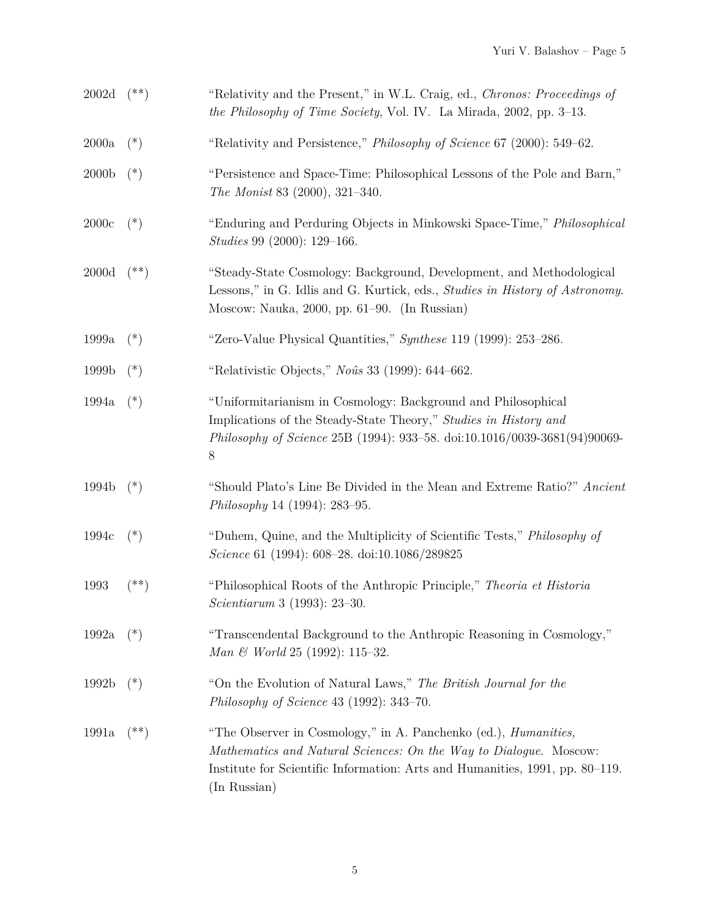2002d (**) "Relativity and the Present," in W.L. Craig, ed., *Chronos: Proceedings of the Philosophy of Time Society*, Vol. IV. La Mirada, 2002, pp. 3–13.

2000a (*) "Relativity and Persistence," *Philosophy of Science* 67 (2000): 549–62.

2000b (*) "Persistence and Space-Time: Philosophical Lessons of the Pole and Barn," *The Monist* 83 (2000), 321–340.

2000c (*) "Enduring and Perduring Objects in Minkowski Space-Time," *Philosophical Studies* 99 (2000): 129–166.

2000d (**) "Steady-State Cosmology: Background, Development, and Methodological Lessons," in G. Idlis and G. Kurtick, eds., *Studies in History of Astronomy*. Moscow: Nauka, 2000, pp. 61–90. (In Russian)

1999a (*) "Zero-Value Physical Quantities," *Synthese* 119 (1999): 253–286.

1999b (*) "Relativistic Objects," *Noûs* 33 (1999): 644–662.

1994a (*) "Uniformitarianism in Cosmology: Background and Philosophical Implications of the Steady-State Theory," *Studies in History and Philosophy of Science* 25B (1994): 933–58. doi:10.1016/0039-3681(94)90069-8

1994b (*) "Should Plato's Line Be Divided in the Mean and Extreme Ratio?" *Ancient Philosophy* 14 (1994): 283–95.

1994c (*) "Duhem, Quine, and the Multiplicity of Scientific Tests," *Philosophy of Science* 61 (1994): 608–28. doi:10.1086/289825

1993 (**) "Philosophical Roots of the Anthropic Principle," *Theoria et Historia Scientiarum* 3 (1993): 23–30.

1992a (*) "Transcendental Background to the Anthropic Reasoning in Cosmology," *Man & World* 25 (1992): 115–32.

1992b (*) "On the Evolution of Natural Laws," *The British Journal for the Philosophy of Science* 43 (1992): 343–70.

1991a (**) "The Observer in Cosmology," in A. Panchenko (ed.), *Humanities, Mathematics and Natural Sciences: On the Way to Dialogue*. Moscow: Institute for Scientific Information: Arts and Humanities, 1991, pp. 80–119. (In Russian)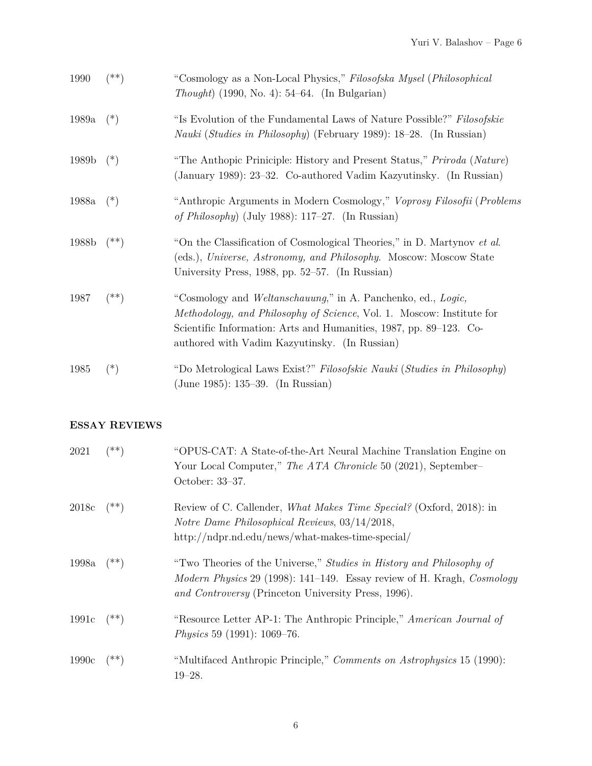1990 (**) "Cosmology as a Non-Local Physics," *Filosofska Mysel* (*Philosophical Thought*) (1990, No. 4): 54–64. (In Bulgarian)

1989a (*) "Is Evolution of the Fundamental Laws of Nature Possible?" *Filosofskie Nauki* (*Studies in Philosophy*) (February 1989): 18–28. (In Russian)

1989b (*) "The Anthopic Priniciple: History and Present Status," *Priroda* (*Nature*) (January 1989): 23–32. Co-authored Vadim Kazyutinsky. (In Russian)

1988a (*) "Anthropic Arguments in Modern Cosmology," *Voprosy Filosofii* (*Problems of Philosophy*) (July 1988): 117–27. (In Russian)

1988b (**) "On the Classification of Cosmological Theories," in D. Martynov *et al.* (eds.), *Universe, Astronomy, and Philosophy.* Moscow: Moscow State University Press, 1988, pp. 52–57. (In Russian)

1987 (**) "Cosmology and *Weltanschauung*," in A. Panchenko, ed., *Logic, Methodology, and Philosophy of Science*, Vol. 1. Moscow: Institute for Scientific Information: Arts and Humanities, 1987, pp. 89–123. Co-authored with Vadim Kazyutinsky. (In Russian)

1985 (*) "Do Metrological Laws Exist?" *Filosofskie Nauki* (*Studies in Philosophy*) (June 1985): 135–39. (In Russian)

## Essay Reviews

2021 (**) "OPUS-CAT: A State-of-the-Art Neural Machine Translation Engine on Your Local Computer," *The ATA Chronicle* 50 (2021), September–October: 33–37.

2018c (**) Review of C. Callender, *What Makes Time Special?* (Oxford, 2018): in *Notre Dame Philosophical Reviews*, 03/14/2018, http://ndpr.nd.edu/news/what-makes-time-special/

1998a (**) "Two Theories of the Universe," *Studies in History and Philosophy of Modern Physics* 29 (1998): 141–149. Essay review of H. Kragh, *Cosmology and Controversy* (Princeton University Press, 1996).

1991c (**) "Resource Letter AP-1: The Anthropic Principle," *American Journal of Physics* 59 (1991): 1069–76.

1990c (**) "Multifaced Anthropic Principle," *Comments on Astrophysics* 15 (1990): 19–28.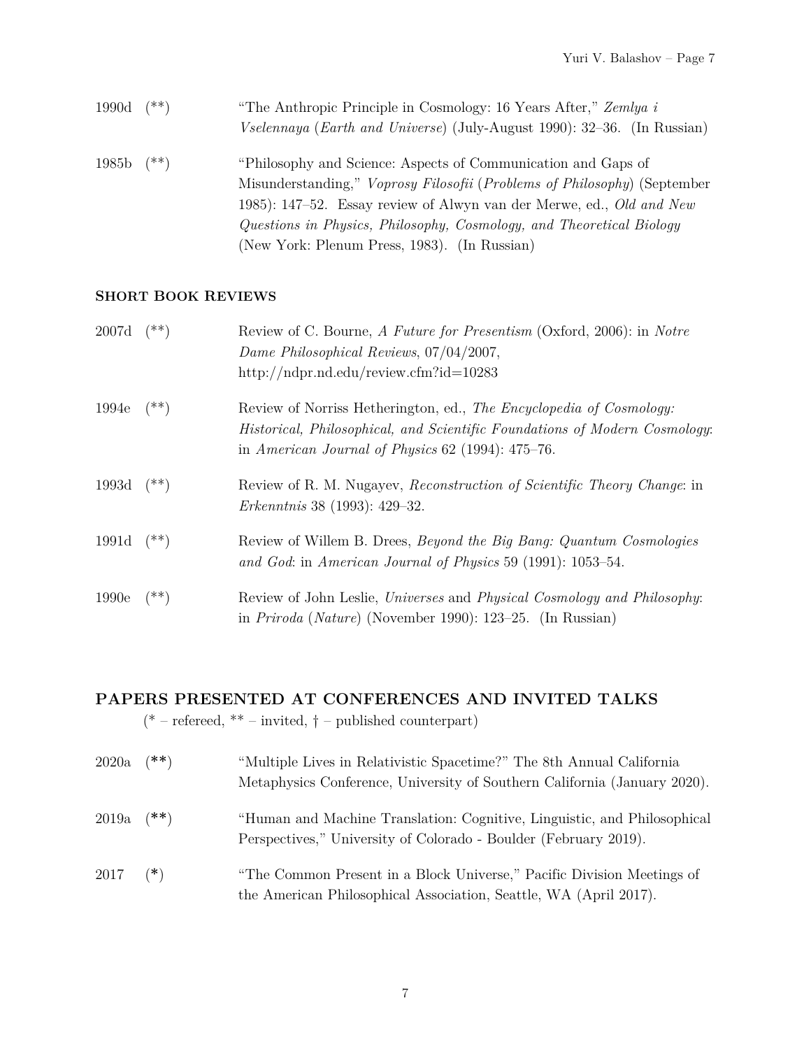1990d (**) "The Anthropic Principle in Cosmology: 16 Years After," *Zemlya i Vselennaya* (*Earth and Universe*) (July-August 1990): 32–36. (In Russian)

1985b (**) "Philosophy and Science: Aspects of Communication and Gaps of Misunderstanding," *Voprosy Filosofii* (*Problems of Philosophy*) (September 1985): 147–52. Essay review of Alwyn van der Merwe, ed., *Old and New Questions in Physics, Philosophy, Cosmology, and Theoretical Biology* (New York: Plenum Press, 1983). (In Russian)

### Short Book Reviews

2007d (**) Review of C. Bourne, *A Future for Presentism* (Oxford, 2006): in *Notre Dame Philosophical Reviews*, 07/04/2007, http://ndpr.nd.edu/review.cfm?id=10283

1994e (**) Review of Norriss Hetherington, ed., *The Encyclopedia of Cosmology: Historical, Philosophical, and Scientific Foundations of Modern Cosmology*: in *American Journal of Physics* 62 (1994): 475–76.

1993d (**) Review of R. M. Nugayev, *Reconstruction of Scientific Theory Change*: in *Erkenntnis* 38 (1993): 429–32.

1991d (**) Review of Willem B. Drees, *Beyond the Big Bang: Quantum Cosmologies and God*: in *American Journal of Physics* 59 (1991): 1053–54.

1990e (**) Review of John Leslie, *Universes* and *Physical Cosmology and Philosophy*: in *Priroda* (*Nature*) (November 1990): 123–25. (In Russian)

## PAPERS PRESENTED AT CONFERENCES AND INVITED TALKS

(* – refereed, ** – invited, † – published counterpart)

2020a (**) "Multiple Lives in Relativistic Spacetime?" The 8th Annual California Metaphysics Conference, University of Southern California (January 2020).

2019a (**) "Human and Machine Translation: Cognitive, Linguistic, and Philosophical Perspectives," University of Colorado - Boulder (February 2019).

2017 (*) "The Common Present in a Block Universe," Pacific Division Meetings of the American Philosophical Association, Seattle, WA (April 2017).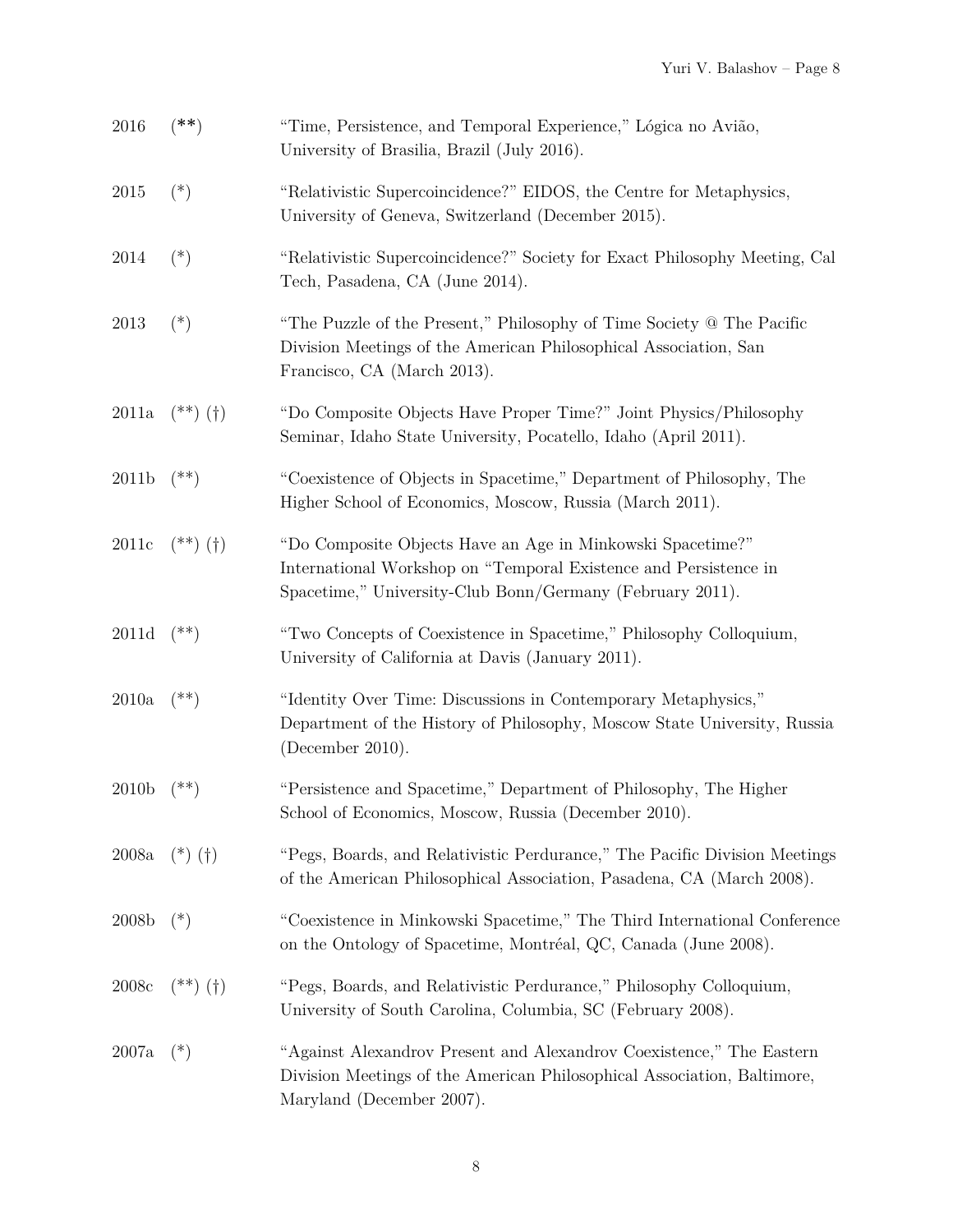2016 (**) "Time, Persistence, and Temporal Experience," Lógica no Avião, University of Brasilia, Brazil (July 2016).

2015 (*) "Relativistic Supercoincidence?" EIDOS, the Centre for Metaphysics, University of Geneva, Switzerland (December 2015).

2014 (*) "Relativistic Supercoincidence?" Society for Exact Philosophy Meeting, Cal Tech, Pasadena, CA (June 2014).

2013 (*) "The Puzzle of the Present," Philosophy of Time Society @ The Pacific Division Meetings of the American Philosophical Association, San Francisco, CA (March 2013).

2011a (**) (†) "Do Composite Objects Have Proper Time?" Joint Physics/Philosophy Seminar, Idaho State University, Pocatello, Idaho (April 2011).

2011b (**) "Coexistence of Objects in Spacetime," Department of Philosophy, The Higher School of Economics, Moscow, Russia (March 2011).

2011c (**) (†) "Do Composite Objects Have an Age in Minkowski Spacetime?" International Workshop on "Temporal Existence and Persistence in Spacetime," University-Club Bonn/Germany (February 2011).

2011d (**) "Two Concepts of Coexistence in Spacetime," Philosophy Colloquium, University of California at Davis (January 2011).

2010a (**) "Identity Over Time: Discussions in Contemporary Metaphysics," Department of the History of Philosophy, Moscow State University, Russia (December 2010).

2010b (**) "Persistence and Spacetime," Department of Philosophy, The Higher School of Economics, Moscow, Russia (December 2010).

2008a (*) (†) "Pegs, Boards, and Relativistic Perdurance," The Pacific Division Meetings of the American Philosophical Association, Pasadena, CA (March 2008).

2008b (*) "Coexistence in Minkowski Spacetime," The Third International Conference on the Ontology of Spacetime, Montréal, QC, Canada (June 2008).

2008c (**) (†) "Pegs, Boards, and Relativistic Perdurance," Philosophy Colloquium, University of South Carolina, Columbia, SC (February 2008).

2007a (*) "Against Alexandrov Present and Alexandrov Coexistence," The Eastern Division Meetings of the American Philosophical Association, Baltimore, Maryland (December 2007).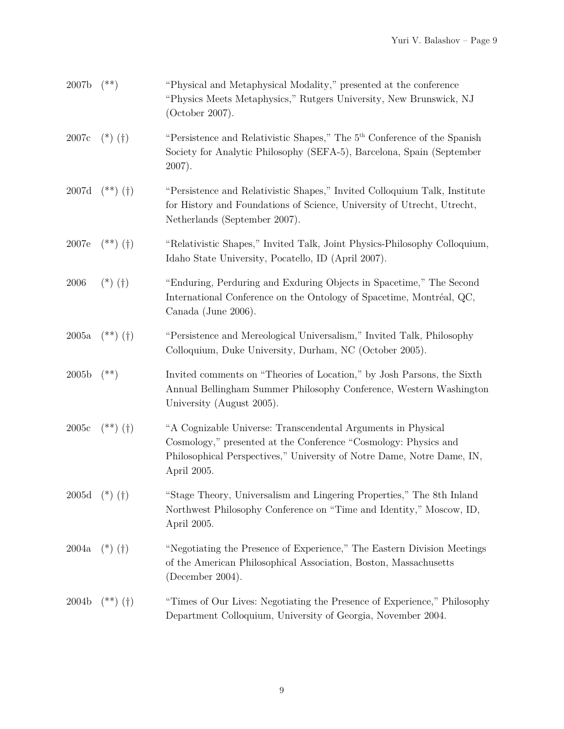2007b (**) "Physical and Metaphysical Modality," presented at the conference "Physics Meets Metaphysics," Rutgers University, New Brunswick, NJ (October 2007).

2007c (*) (†) "Persistence and Relativistic Shapes," The 5th Conference of the Spanish Society for Analytic Philosophy (SEFA-5), Barcelona, Spain (September 2007).

2007d (**) (†) "Persistence and Relativistic Shapes," Invited Colloquium Talk, Institute for History and Foundations of Science, University of Utrecht, Utrecht, Netherlands (September 2007).

2007e (**) (†) "Relativistic Shapes," Invited Talk, Joint Physics-Philosophy Colloquium, Idaho State University, Pocatello, ID (April 2007).

2006 (*) (†) "Enduring, Perduring and Exduring Objects in Spacetime," The Second International Conference on the Ontology of Spacetime, Montréal, QC, Canada (June 2006).

2005a (**) (†) "Persistence and Mereological Universalism," Invited Talk, Philosophy Colloquium, Duke University, Durham, NC (October 2005).

2005b (**) Invited comments on "Theories of Location," by Josh Parsons, the Sixth Annual Bellingham Summer Philosophy Conference, Western Washington University (August 2005).

2005c (**) (†) "A Cognizable Universe: Transcendental Arguments in Physical Cosmology," presented at the Conference "Cosmology: Physics and Philosophical Perspectives," University of Notre Dame, Notre Dame, IN, April 2005.

2005d (*) (†) "Stage Theory, Universalism and Lingering Properties," The 8th Inland Northwest Philosophy Conference on "Time and Identity," Moscow, ID, April 2005.

2004a (*) (†) "Negotiating the Presence of Experience," The Eastern Division Meetings of the American Philosophical Association, Boston, Massachusetts (December 2004).

2004b (**) (†) "Times of Our Lives: Negotiating the Presence of Experience," Philosophy Department Colloquium, University of Georgia, November 2004.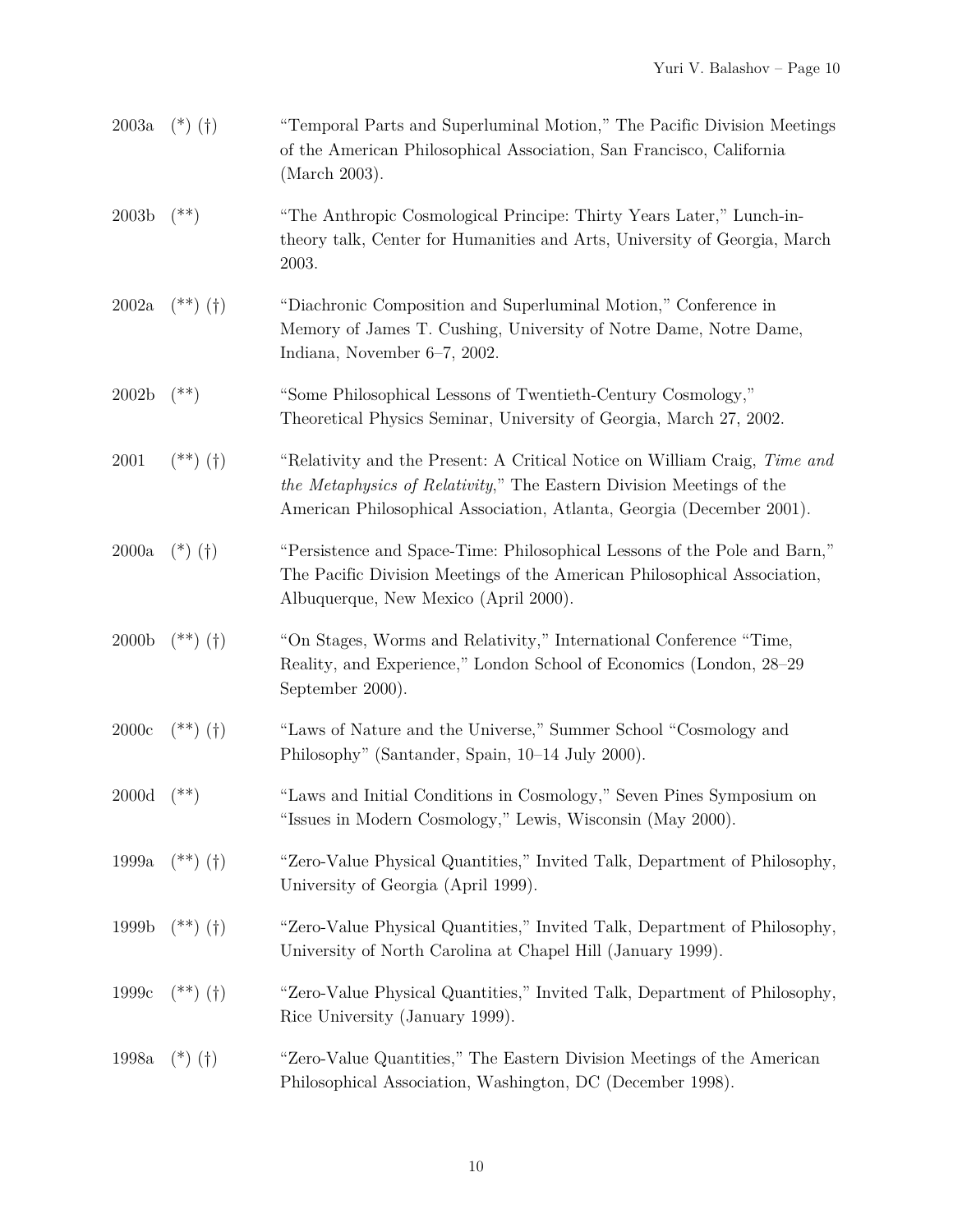2003a (*) (†) "Temporal Parts and Superluminal Motion," The Pacific Division Meetings of the American Philosophical Association, San Francisco, California (March 2003).

2003b (**) "The Anthropic Cosmological Principe: Thirty Years Later," Lunch-in-theory talk, Center for Humanities and Arts, University of Georgia, March 2003.

2002a (**) (†) "Diachronic Composition and Superluminal Motion," Conference in Memory of James T. Cushing, University of Notre Dame, Notre Dame, Indiana, November 6–7, 2002.

2002b (**) "Some Philosophical Lessons of Twentieth-Century Cosmology," Theoretical Physics Seminar, University of Georgia, March 27, 2002.

2001 (**) (†) "Relativity and the Present: A Critical Notice on William Craig, *Time and the Metaphysics of Relativity*," The Eastern Division Meetings of the American Philosophical Association, Atlanta, Georgia (December 2001).

2000a (*) (†) "Persistence and Space-Time: Philosophical Lessons of the Pole and Barn," The Pacific Division Meetings of the American Philosophical Association, Albuquerque, New Mexico (April 2000).

2000b (**) (†) "On Stages, Worms and Relativity," International Conference "Time, Reality, and Experience," London School of Economics (London, 28–29 September 2000).

2000c (**) (†) "Laws of Nature and the Universe," Summer School "Cosmology and Philosophy" (Santander, Spain, 10–14 July 2000).

2000d (**) "Laws and Initial Conditions in Cosmology," Seven Pines Symposium on "Issues in Modern Cosmology," Lewis, Wisconsin (May 2000).

1999a (**) (†) "Zero-Value Physical Quantities," Invited Talk, Department of Philosophy, University of Georgia (April 1999).

1999b (**) (†) "Zero-Value Physical Quantities," Invited Talk, Department of Philosophy, University of North Carolina at Chapel Hill (January 1999).

1999c (**) (†) "Zero-Value Physical Quantities," Invited Talk, Department of Philosophy, Rice University (January 1999).

1998a (*) (†) "Zero-Value Quantities," The Eastern Division Meetings of the American Philosophical Association, Washington, DC (December 1998).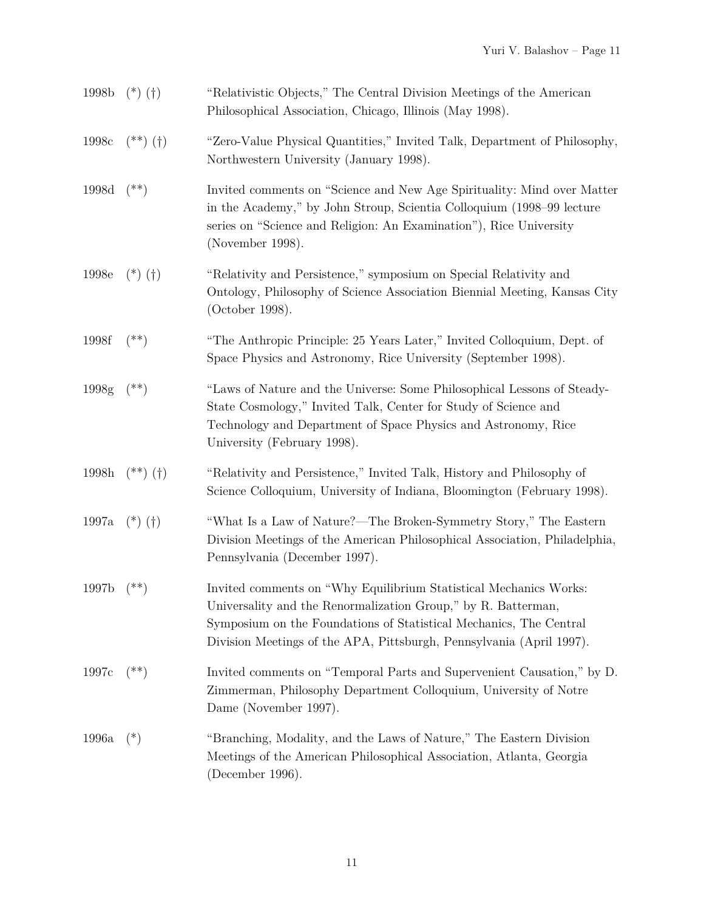1998b (*) (†) "Relativistic Objects," The Central Division Meetings of the American Philosophical Association, Chicago, Illinois (May 1998).

1998c (**) (†) "Zero-Value Physical Quantities," Invited Talk, Department of Philosophy, Northwestern University (January 1998).

1998d (**) Invited comments on "Science and New Age Spirituality: Mind over Matter in the Academy," by John Stroup, Scientia Colloquium (1998–99 lecture series on "Science and Religion: An Examination"), Rice University (November 1998).

1998e (*) (†) "Relativity and Persistence," symposium on Special Relativity and Ontology, Philosophy of Science Association Biennial Meeting, Kansas City (October 1998).

1998f (**) "The Anthropic Principle: 25 Years Later," Invited Colloquium, Dept. of Space Physics and Astronomy, Rice University (September 1998).

1998g (**) "Laws of Nature and the Universe: Some Philosophical Lessons of Steady-State Cosmology," Invited Talk, Center for Study of Science and Technology and Department of Space Physics and Astronomy, Rice University (February 1998).

1998h (**) (†) "Relativity and Persistence," Invited Talk, History and Philosophy of Science Colloquium, University of Indiana, Bloomington (February 1998).

1997a (*) (†) "What Is a Law of Nature?—The Broken-Symmetry Story," The Eastern Division Meetings of the American Philosophical Association, Philadelphia, Pennsylvania (December 1997).

1997b (**) Invited comments on "Why Equilibrium Statistical Mechanics Works: Universality and the Renormalization Group," by R. Batterman, Symposium on the Foundations of Statistical Mechanics, The Central Division Meetings of the APA, Pittsburgh, Pennsylvania (April 1997).

1997c (**) Invited comments on "Temporal Parts and Supervenient Causation," by D. Zimmerman, Philosophy Department Colloquium, University of Notre Dame (November 1997).

1996a (*) "Branching, Modality, and the Laws of Nature," The Eastern Division Meetings of the American Philosophical Association, Atlanta, Georgia (December 1996).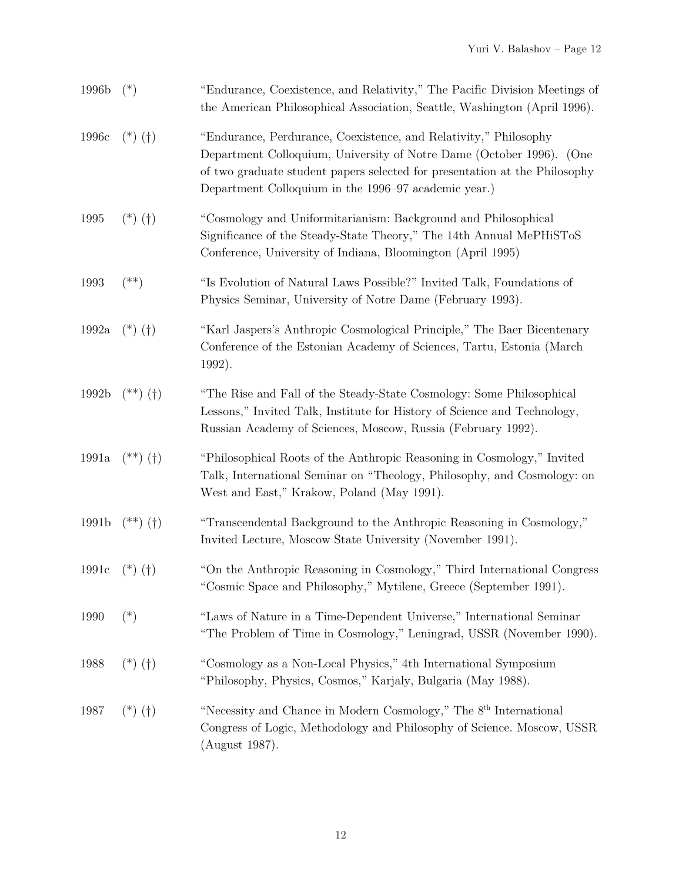| | | |
|---|---|---|
| 1996b | (*) | "Endurance, Coexistence, and Relativity," The Pacific Division Meetings of the American Philosophical Association, Seattle, Washington (April 1996). |
| 1996c | (*) (†) | "Endurance, Perdurance, Coexistence, and Relativity," Philosophy Department Colloquium, University of Notre Dame (October 1996). (One of two graduate student papers selected for presentation at the Philosophy Department Colloquium in the 1996–97 academic year.) |
| 1995 | (*) (†) | "Cosmology and Uniformitarianism: Background and Philosophical Significance of the Steady-State Theory," The 14th Annual MePHiSToS Conference, University of Indiana, Bloomington (April 1995) |
| 1993 | (**) | "Is Evolution of Natural Laws Possible?" Invited Talk, Foundations of Physics Seminar, University of Notre Dame (February 1993). |
| 1992a | (*) (†) | "Karl Jaspers's Anthropic Cosmological Principle," The Baer Bicentenary Conference of the Estonian Academy of Sciences, Tartu, Estonia (March 1992). |
| 1992b | (**) (†) | "The Rise and Fall of the Steady-State Cosmology: Some Philosophical Lessons," Invited Talk, Institute for History of Science and Technology, Russian Academy of Sciences, Moscow, Russia (February 1992). |
| 1991a | (**) (†) | "Philosophical Roots of the Anthropic Reasoning in Cosmology," Invited Talk, International Seminar on "Theology, Philosophy, and Cosmology: on West and East," Krakow, Poland (May 1991). |
| 1991b | (**) (†) | "Transcendental Background to the Anthropic Reasoning in Cosmology," Invited Lecture, Moscow State University (November 1991). |
| 1991c | (*) (†) | "On the Anthropic Reasoning in Cosmology," Third International Congress "Cosmic Space and Philosophy," Mytilene, Greece (September 1991). |
| 1990 | (*) | "Laws of Nature in a Time-Dependent Universe," International Seminar "The Problem of Time in Cosmology," Leningrad, USSR (November 1990). |
| 1988 | (*) (†) | "Cosmology as a Non-Local Physics," 4th International Symposium "Philosophy, Physics, Cosmos," Karjaly, Bulgaria (May 1988). |
| 1987 | (*) (†) | "Necessity and Chance in Modern Cosmology," The 8th International Congress of Logic, Methodology and Philosophy of Science. Moscow, USSR (August 1987). |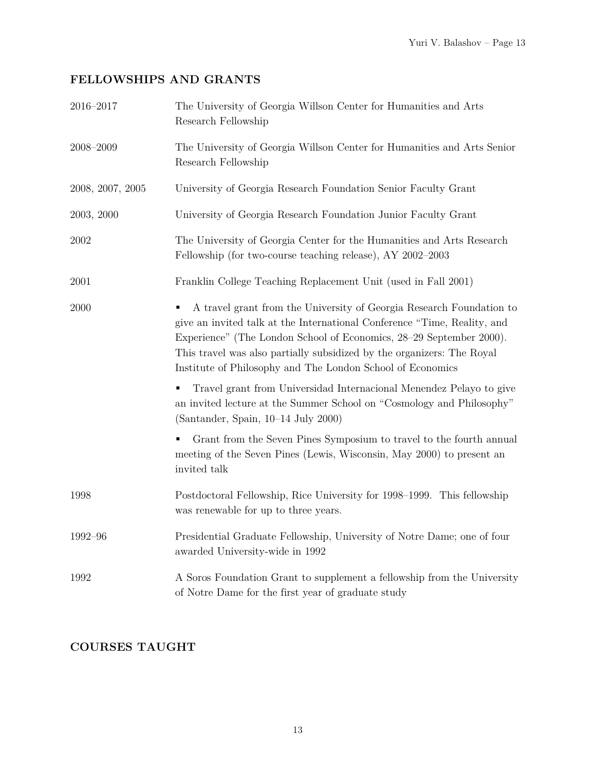## FELLOWSHIPS AND GRANTS

| | |
|---|---|
| 2016–2017 | The University of Georgia Willson Center for Humanities and Arts Research Fellowship |
| 2008–2009 | The University of Georgia Willson Center for Humanities and Arts Senior Research Fellowship |
| 2008, 2007, 2005 | University of Georgia Research Foundation Senior Faculty Grant |
| 2003, 2000 | University of Georgia Research Foundation Junior Faculty Grant |
| 2002 | The University of Georgia Center for the Humanities and Arts Research Fellowship (for two-course teaching release), AY 2002–2003 |
| 2001 | Franklin College Teaching Replacement Unit (used in Fall 2001) |
| 2000 | ▪ A travel grant from the University of Georgia Research Foundation to give an invited talk at the International Conference "Time, Reality, and Experience" (The London School of Economics, 28–29 September 2000). This travel was also partially subsidized by the organizers: The Royal Institute of Philosophy and The London School of Economics<br>▪ Travel grant from Universidad Internacional Menendez Pelayo to give an invited lecture at the Summer School on "Cosmology and Philosophy" (Santander, Spain, 10–14 July 2000)<br>▪ Grant from the Seven Pines Symposium to travel to the fourth annual meeting of the Seven Pines (Lewis, Wisconsin, May 2000) to present an invited talk |
| 1998 | Postdoctoral Fellowship, Rice University for 1998–1999. This fellowship was renewable for up to three years. |
| 1992–96 | Presidential Graduate Fellowship, University of Notre Dame; one of four awarded University-wide in 1992 |
| 1992 | A Soros Foundation Grant to supplement a fellowship from the University of Notre Dame for the first year of graduate study |

## COURSES TAUGHT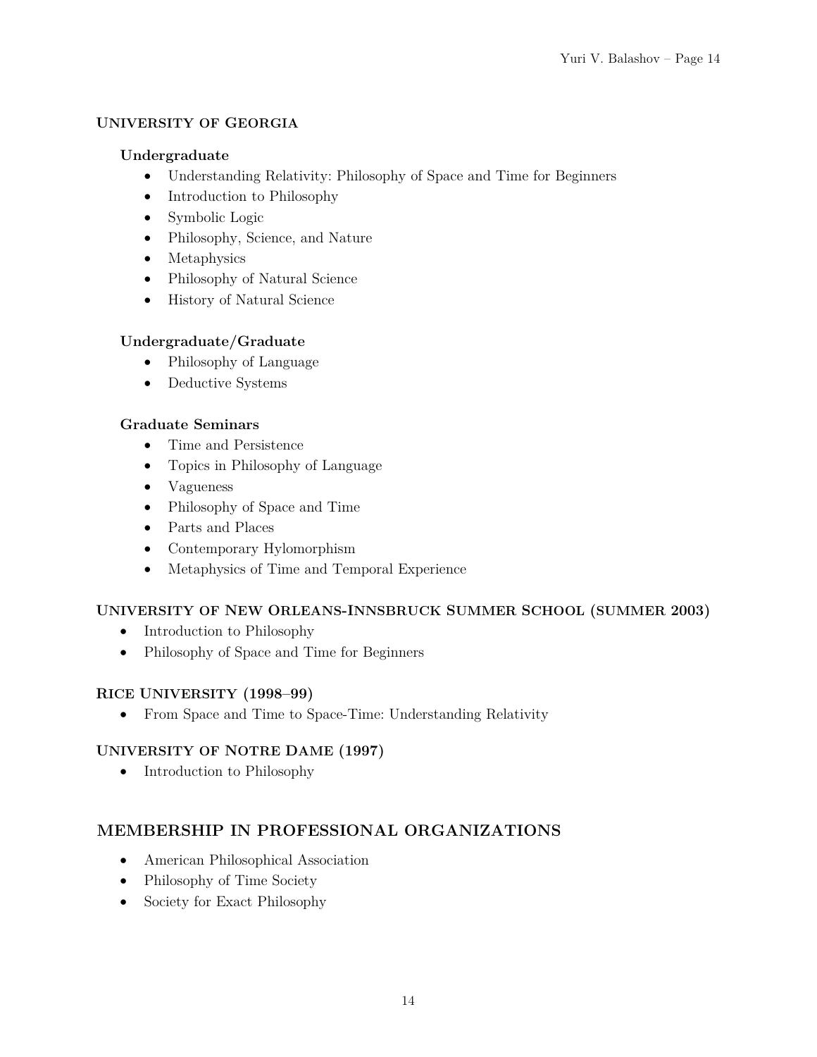### University of Georgia

#### Undergraduate

- Understanding Relativity: Philosophy of Space and Time for Beginners
- Introduction to Philosophy
- Symbolic Logic
- Philosophy, Science, and Nature
- Metaphysics
- Philosophy of Natural Science
- History of Natural Science

#### Undergraduate/Graduate

- Philosophy of Language
- Deductive Systems

#### Graduate Seminars

- Time and Persistence
- Topics in Philosophy of Language
- Vagueness
- Philosophy of Space and Time
- Parts and Places
- Contemporary Hylomorphism
- Metaphysics of Time and Temporal Experience

### University of New Orleans-Innsbruck Summer School (summer 2003)

- Introduction to Philosophy
- Philosophy of Space and Time for Beginners

### Rice University (1998–99)

- From Space and Time to Space-Time: Understanding Relativity

### University of Notre Dame (1997)

- Introduction to Philosophy

## MEMBERSHIP IN PROFESSIONAL ORGANIZATIONS

- American Philosophical Association
- Philosophy of Time Society
- Society for Exact Philosophy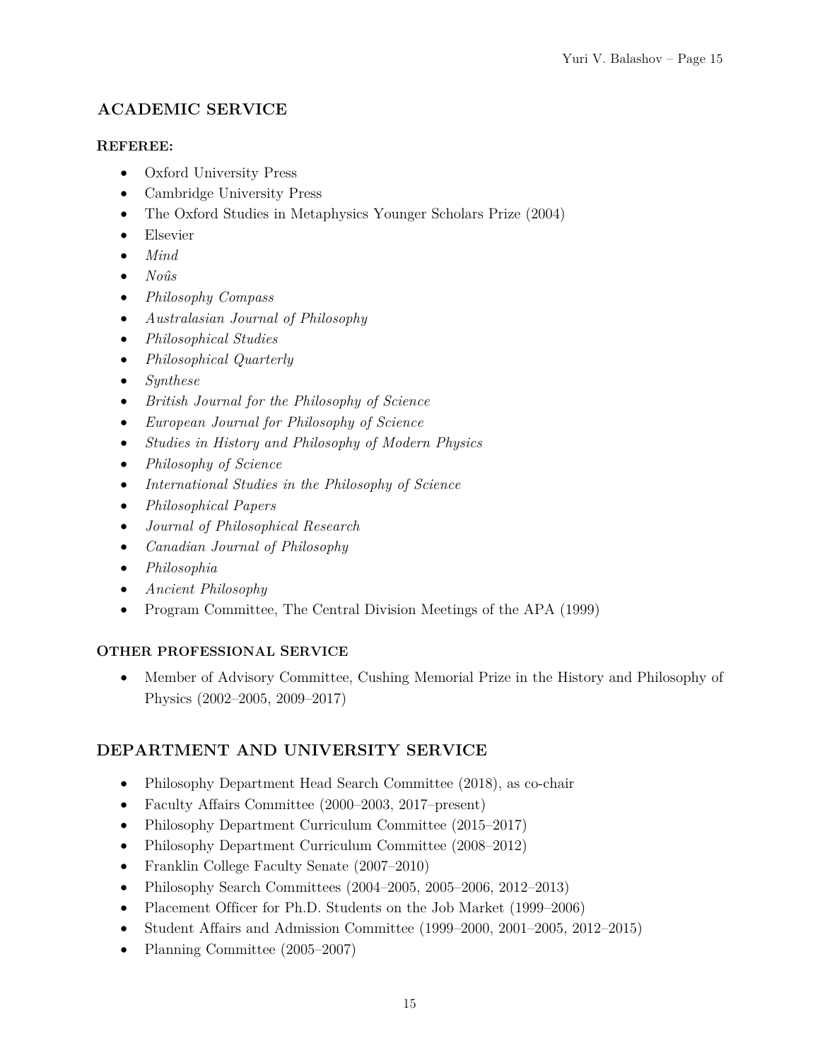## ACADEMIC SERVICE

### Referee:

- Oxford University Press
- Cambridge University Press
- The Oxford Studies in Metaphysics Younger Scholars Prize (2004)
- Elsevier
- *Mind*
- *Noûs*
- *Philosophy Compass*
- *Australasian Journal of Philosophy*
- *Philosophical Studies*
- *Philosophical Quarterly*
- *Synthese*
- *British Journal for the Philosophy of Science*
- *European Journal for Philosophy of Science*
- *Studies in History and Philosophy of Modern Physics*
- *Philosophy of Science*
- *International Studies in the Philosophy of Science*
- *Philosophical Papers*
- *Journal of Philosophical Research*
- *Canadian Journal of Philosophy*
- *Philosophia*
- *Ancient Philosophy*
- Program Committee, The Central Division Meetings of the APA (1999)

### Other professional Service

- Member of Advisory Committee, Cushing Memorial Prize in the History and Philosophy of Physics (2002–2005, 2009–2017)

## DEPARTMENT AND UNIVERSITY SERVICE

- Philosophy Department Head Search Committee (2018), as co-chair
- Faculty Affairs Committee (2000–2003, 2017–present)
- Philosophy Department Curriculum Committee (2015–2017)
- Philosophy Department Curriculum Committee (2008–2012)
- Franklin College Faculty Senate (2007–2010)
- Philosophy Search Committees (2004–2005, 2005–2006, 2012–2013)
- Placement Officer for Ph.D. Students on the Job Market (1999–2006)
- Student Affairs and Admission Committee (1999–2000, 2001–2005, 2012–2015)
- Planning Committee (2005–2007)